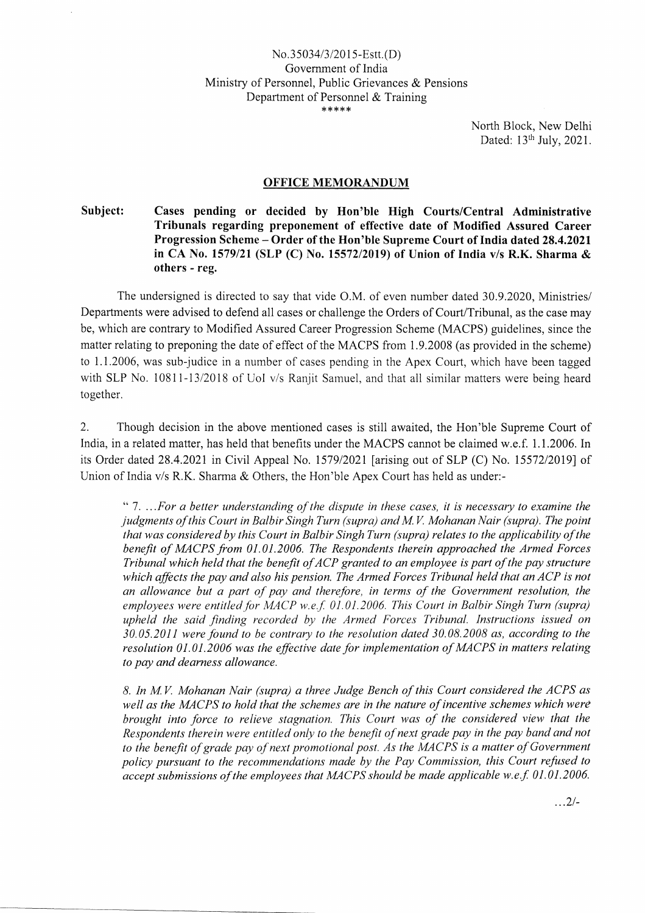No.35034/3/2015-Estt.(D)
Government of India
Ministry of Personnel, Public Grievances & Pensions
Department of Personnel & Training
*****

North Block, New Delhi
Dated: 13th July, 2021.

## OFFICE MEMORANDUM

**Subject: Cases pending or decided by Hon'ble High Courts/Central Administrative Tribunals regarding preponement of effective date of Modified Assured Career Progression Scheme – Order of the Hon'ble Supreme Court of India dated 28.4.2021 in CA No. 1579/21 (SLP (C) No. 15572/2019) of Union of India v/s R.K. Sharma & others - reg.**

The undersigned is directed to say that vide O.M. of even number dated 30.9.2020, Ministries/ Departments were advised to defend all cases or challenge the Orders of Court/Tribunal, as the case may be, which are contrary to Modified Assured Career Progression Scheme (MACPS) guidelines, since the matter relating to preponing the date of effect of the MACPS from 1.9.2008 (as provided in the scheme) to 1.1.2006, was sub-judice in a number of cases pending in the Apex Court, which have been tagged with SLP No. 10811-13/2018 of UoI v/s Ranjit Samuel, and that all similar matters were being heard together.

2. Though decision in the above mentioned cases is still awaited, the Hon'ble Supreme Court of India, in a related matter, has held that benefits under the MACPS cannot be claimed w.e.f. 1.1.2006. In its Order dated 28.4.2021 in Civil Appeal No. 1579/2021 [arising out of SLP (C) No. 15572/2019] of Union of India v/s R.K. Sharma & Others, the Hon'ble Apex Court has held as under:-

" 7. ...*For a better understanding of the dispute in these cases, it is necessary to examine the judgments of this Court in Balbir Singh Turn (supra) and M.V. Mohanan Nair (supra). The point that was considered by this Court in Balbir Singh Turn (supra) relates to the applicability of the benefit of MACPS from 01.01.2006. The Respondents therein approached the Armed Forces Tribunal which held that the benefit of ACP granted to an employee is part of the pay structure which affects the pay and also his pension. The Armed Forces Tribunal held that an ACP is not an allowance but a part of pay and therefore, in terms of the Government resolution, the employees were entitled for MACP w.e.f. 01.01.2006. This Court in Balbir Singh Turn (supra) upheld the said finding recorded by the Armed Forces Tribunal. Instructions issued on 30.05.2011 were found to be contrary to the resolution dated 30.08.2008 as, according to the resolution 01.01.2006 was the effective date for implementation of MACPS in matters relating to pay and dearness allowance.*

*8. In M.V. Mohanan Nair (supra) a three Judge Bench of this Court considered the ACPS as well as the MACPS to hold that the schemes are in the nature of incentive schemes which were brought into force to relieve stagnation. This Court was of the considered view that the Respondents therein were entitled only to the benefit of next grade pay in the pay band and not to the benefit of grade pay of next promotional post. As the MACPS is a matter of Government policy pursuant to the recommendations made by the Pay Commission, this Court refused to accept submissions of the employees that MACPS should be made applicable w.e.f. 01.01.2006.*

...2/-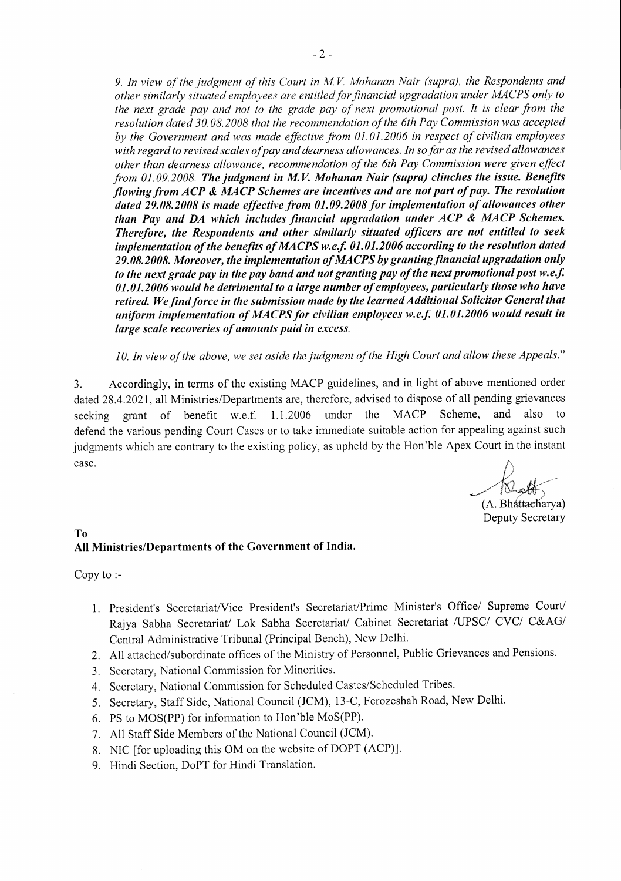*9. In view of the judgment of this Court in M.V. Mohanan Nair (supra), the Respondents and other similarly situated employees are entitled for financial upgradation under MACPS only to the next grade pay and not to the grade pay of next promotional post. It is clear from the resolution dated 30.08.2008 that the recommendation of the 6th Pay Commission was accepted by the Government and was made effective from 01.01.2006 in respect of civilian employees with regard to revised scales of pay and dearness allowances. In so far as the revised allowances other than dearness allowance, recommendation of the 6th Pay Commission were given effect from 01.09.2008.* ***The judgment in M.V. Mohanan Nair (supra) clinches the issue. Benefits flowing from ACP & MACP Schemes are incentives and are not part of pay. The resolution dated 29.08.2008 is made effective from 01.09.2008 for implementation of allowances other than Pay and DA which includes financial upgradation under ACP & MACP Schemes. Therefore, the Respondents and other similarly situated officers are not entitled to seek implementation of the benefits of MACPS w.e.f. 01.01.2006 according to the resolution dated 29.08.2008. Moreover, the implementation of MACPS by granting financial upgradation only to the next grade pay in the pay band and not granting pay of the next promotional post w.e.f. 01.01.2006 would be detrimental to a large number of employees, particularly those who have retired. We find force in the submission made by the learned Additional Solicitor General that uniform implementation of MACPS for civilian employees w.e.f. 01.01.2006 would result in large scale recoveries of amounts paid in excess.***

*10. In view of the above, we set aside the judgment of the High Court and allow these Appeals."*

3. Accordingly, in terms of the existing MACP guidelines, and in light of above mentioned order dated 28.4.2021, all Ministries/Departments are, therefore, advised to dispose of all pending grievances seeking grant of benefit w.e.f. 1.1.2006 under the MACP Scheme, and also to defend the various pending Court Cases or to take immediate suitable action for appealing against such judgments which are contrary to the existing policy, as upheld by the Hon'ble Apex Court in the instant case.

(A. Bhattacharya)
Deputy Secretary

**To**
**All Ministries/Departments of the Government of India.**

Copy to :-

1. President's Secretariat/Vice President's Secretariat/Prime Minister's Office/ Supreme Court/ Rajya Sabha Secretariat/ Lok Sabha Secretariat/ Cabinet Secretariat /UPSC/ CVC/ C&AG/ Central Administrative Tribunal (Principal Bench), New Delhi.
2. All attached/subordinate offices of the Ministry of Personnel, Public Grievances and Pensions.
3. Secretary, National Commission for Minorities.
4. Secretary, National Commission for Scheduled Castes/Scheduled Tribes.
5. Secretary, Staff Side, National Council (JCM), 13-C, Ferozeshah Road, New Delhi.
6. PS to MOS(PP) for information to Hon'ble MoS(PP).
7. All Staff Side Members of the National Council (JCM).
8. NIC [for uploading this OM on the website of DOPT (ACP)].
9. Hindi Section, DoPT for Hindi Translation.